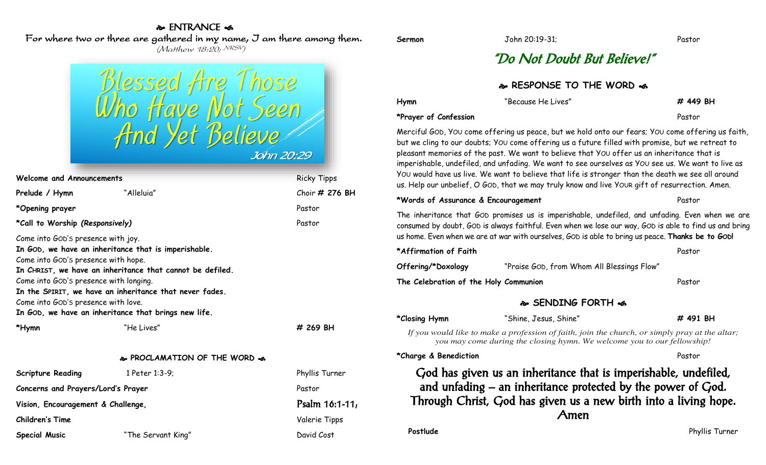## ❧ ENTRANCE ☙

For where two or three are gathered in my name, I am there among them.
*(Matthew 18:20; NRSV)*

Blessed Are Those Who Have Not Seen And Yet Believe
John 20:29

| | | |
|---|---|---|
| **Welcome and Announcements** | | Ricky Tipps |
| **Prelude / Hymn** | "Alleluia" | Choir **# 276 BH** |
| ***Opening prayer** | | Pastor |
| ***Call to Worship *(Responsively)*** | | Pastor |

Come into GOD'S presence with joy.
**In GOD, we have an inheritance that is imperishable.**
Come into GOD'S presence with hope.
**In CHRIST, we have an inheritance that cannot be defiled.**
Come into GOD'S presence with longing.
**In the SPIRIT, we have an inheritance that never fades.**
Come into GOD'S presence with love.
**In GOD, we have an inheritance that brings new life.**

| | | |
|---|---|---|
| ***Hymn** | "He Lives" | **# 269 BH** |

## ❧ PROCLAMATION OF THE WORD ☙

| | | |
|---|---|---|
| **Scripture Reading** | 1 Peter 1:3-9; | Phyllis Turner |
| **Concerns and Prayers/Lord's Prayer** | | Pastor |
| **Vision, Encouragement & Challenge,** | | Psalm 16:1-11; |
| **Children's Time** | | Valerie Tipps |
| **Special Music** | "The Servant King" | David Cost |
| **Sermon** | John 20:19-31; | Pastor |

### "Do Not Doubt But Believe!"

## ❧ RESPONSE TO THE WORD ☙

| | | |
|---|---|---|
| **Hymn** | "Because He Lives" | **# 449 BH** |
| ***Prayer of Confession** | | Pastor |

Merciful GOD, YOU come offering us peace, but we hold onto our fears; YOU come offering us faith, but we cling to our doubts; YOU come offering us a future filled with promise, but we retreat to pleasant memories of the past. We want to believe that YOU offer us an inheritance that is imperishable, undefiled, and unfading. We want to see ourselves as YOU see us. We want to live as YOU would have us live. We want to believe that life is stronger than the death we see all around us. Help our unbelief, O GOD, that we may truly know and live YOUR gift of resurrection. Amen.

| | | |
|---|---|---|
| ***Words of Assurance & Encouragement** | | Pastor |

The inheritance that GOD promises us is imperishable, undefiled, and unfading. Even when we are consumed by doubt, GOD is always faithful. Even when we lose our way, GOD is able to find us and bring us home. Even when we are at war with ourselves, GOD is able to bring us peace. **Thanks be to GOD!**

| | | |
|---|---|---|
| ***Affirmation of Faith** | | Pastor |
| **Offering/*Doxology** | "Praise GOD, from Whom All Blessings Flow" | |
| **The Celebration of the Holy Communion** | | Pastor |

## ❧ SENDING FORTH ☙

| | | |
|---|---|---|
| ***Closing Hymn** | "Shine, Jesus, Shine" | **# 491 BH** |

*If you would like to make a profession of faith, join the church, or simply pray at the altar; you may come during the closing hymn. We welcome you to our fellowship!*

| | | |
|---|---|---|
| ***Charge & Benediction** | | Pastor |

God has given us an inheritance that is imperishable, undefiled, and unfading – an inheritance protected by the power of God. Through Christ, God has given us a new birth into a living hope. Amen

| | | |
|---|---|---|
| **Postlude** | | Phyllis Turner |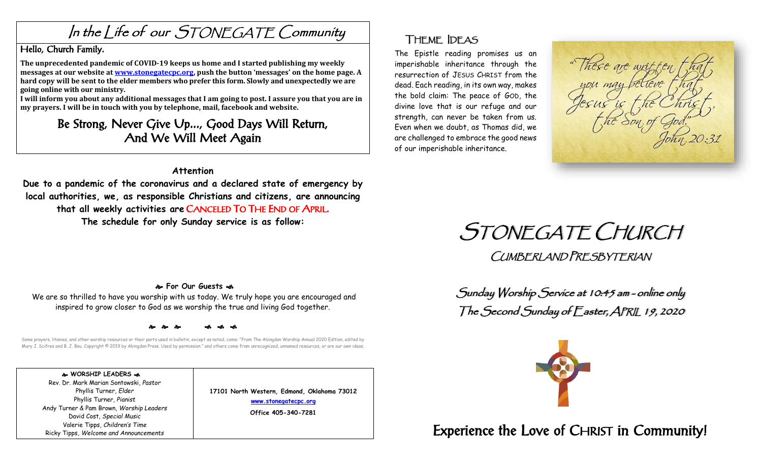# In the Life of our STONEGATE Community

**Hello, Church Family.**

**The unprecedented pandemic of COVID-19 keeps us home and I started publishing my weekly messages at our website at [www.stonegatecpc.org](http://www.stonegatecpc.org), push the button 'messages' on the home page. A hard copy will be sent to the elder members who prefer this form. Slowly and unexpectedly we are going online with our ministry.**

**I will inform you about any additional messages that I am going to post. I assure you that you are in my prayers. I will be in touch with you by telephone, mail, facebook and website.**

## Be Strong, Never Give Up..., Good Days Will Return, And We Will Meet Again

**Attention**

**Due to a pandemic of the coronavirus and a declared state of emergency by local authorities, we, as responsible Christians and citizens, are announcing that all weekly activities are CANCELED TO THE END OF APRIL.**

**The schedule for only Sunday service is as follow:**

**❧ For Our Guests ☙**

We are so thrilled to have you worship with us today. We truly hope you are encouraged and inspired to grow closer to God as we worship the true and living God together.

❧ ❧ ❧ ☙ ☙ ☙

Some prayers, litanies, and other worship resources or their parts used in bulletin, except as noted, come: "From The Abingdon Worship Annual 2020 Edition, edited by Mary J. Scifres and B. J. Beu. Copyright © 2019 by Abingdon Press. Used by permission." and others come from unrecognized, unnamed resources, or are our own ideas.

**❧ WORSHIP LEADERS ☙**

Rev. Dr. Mark Marian Sontowski, *Pastor*
Phyllis Turner, *Elder*
Phyllis Turner, *Pianist*
Andy Turner & Pam Brown, *Worship Leaders*
David Cost, *Special Music*
Valerie Tipps, *Children's Time*
Ricky Tipps, *Welcome and Announcements*

**17101 North Western, Edmond, Oklahoma 73012**
**[www.stonegatecpc.org](http://www.stonegatecpc.org)**
**Office 405-340-7281**

## THEME IDEAS

The Epistle reading promises us an imperishable inheritance through the resurrection of JESUS CHRIST from the dead. Each reading, in its own way, makes the bold claim: The peace of GOD, the divine love that is our refuge and our strength, can never be taken from us. Even when we doubt, as Thomas did, we are challenged to embrace the good news of our imperishable inheritance.

"These are written that you may believe that Jesus is the Christ, the Son of God." John 20:31

# STONEGATE CHURCH

## CUMBERLAND PRESBYTERIAN

*Sunday Worship Service at 10:45 am - online only*
*The Second Sunday of Easter, APRIL 19, 2020*

## Experience the Love of CHRIST in Community!